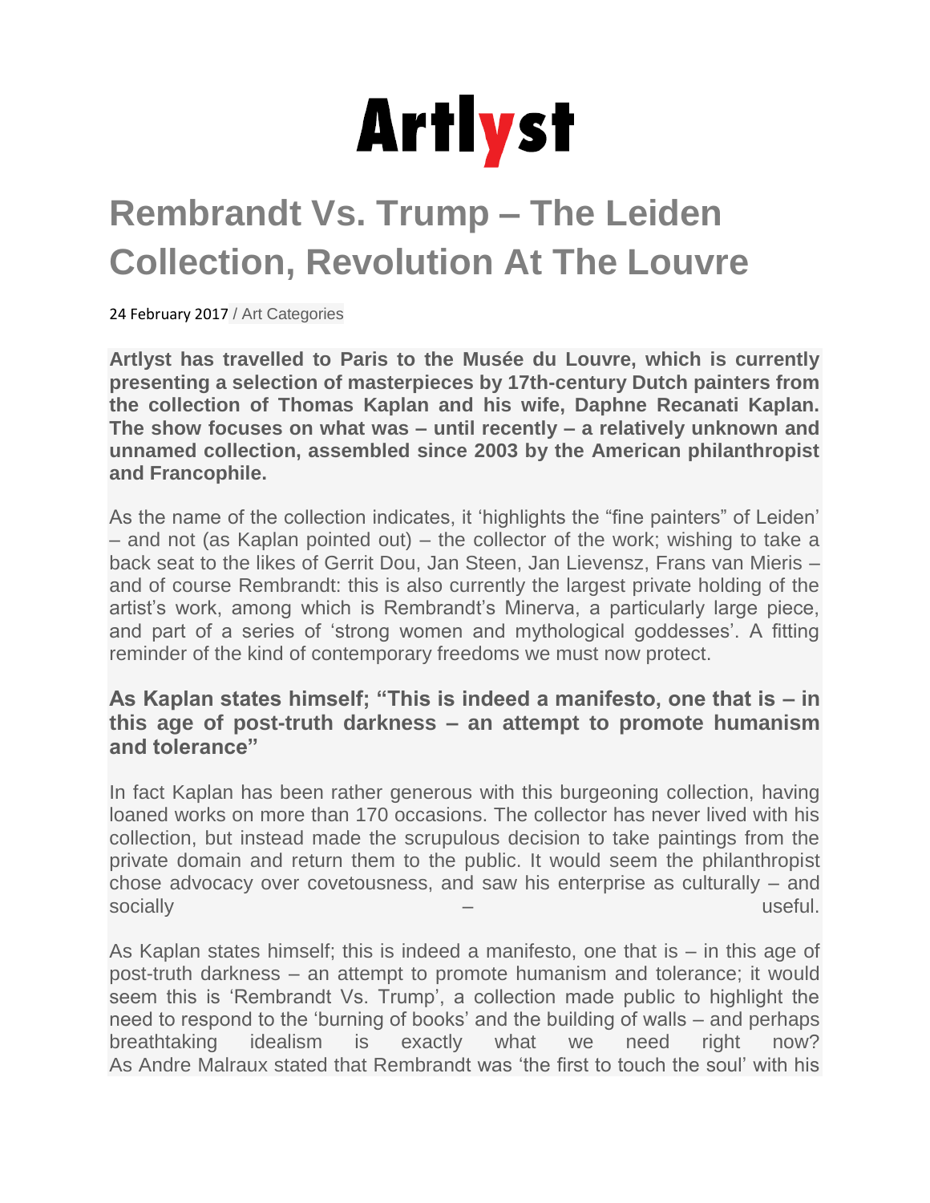**Artlyst**

# Rembrandt Vs. Trump – The Leiden Collection, Revolution At The Louvre

24 February 2017 / Art Categories

**Artlyst has travelled to Paris to the Musée du Louvre, which is currently presenting a selection of masterpieces by 17th-century Dutch painters from the collection of Thomas Kaplan and his wife, Daphne Recanati Kaplan. The show focuses on what was – until recently – a relatively unknown and unnamed collection, assembled since 2003 by the American philanthropist and Francophile.**

As the name of the collection indicates, it 'highlights the "fine painters" of Leiden' – and not (as Kaplan pointed out) – the collector of the work; wishing to take a back seat to the likes of Gerrit Dou, Jan Steen, Jan Lievensz, Frans van Mieris – and of course Rembrandt: this is also currently the largest private holding of the artist's work, among which is Rembrandt's Minerva, a particularly large piece, and part of a series of 'strong women and mythological goddesses'. A fitting reminder of the kind of contemporary freedoms we must now protect.

### As Kaplan states himself; "This is indeed a manifesto, one that is – in this age of post-truth darkness – an attempt to promote humanism and tolerance"

In fact Kaplan has been rather generous with this burgeoning collection, having loaned works on more than 170 occasions. The collector has never lived with his collection, but instead made the scrupulous decision to take paintings from the private domain and return them to the public. It would seem the philanthropist chose advocacy over covetousness, and saw his enterprise as culturally – and socially – useful.

As Kaplan states himself; this is indeed a manifesto, one that is – in this age of post-truth darkness – an attempt to promote humanism and tolerance; it would seem this is 'Rembrandt Vs. Trump', a collection made public to highlight the need to respond to the 'burning of books' and the building of walls – and perhaps breathtaking idealism is exactly what we need right now?
As Andre Malraux stated that Rembrandt was 'the first to touch the soul' with his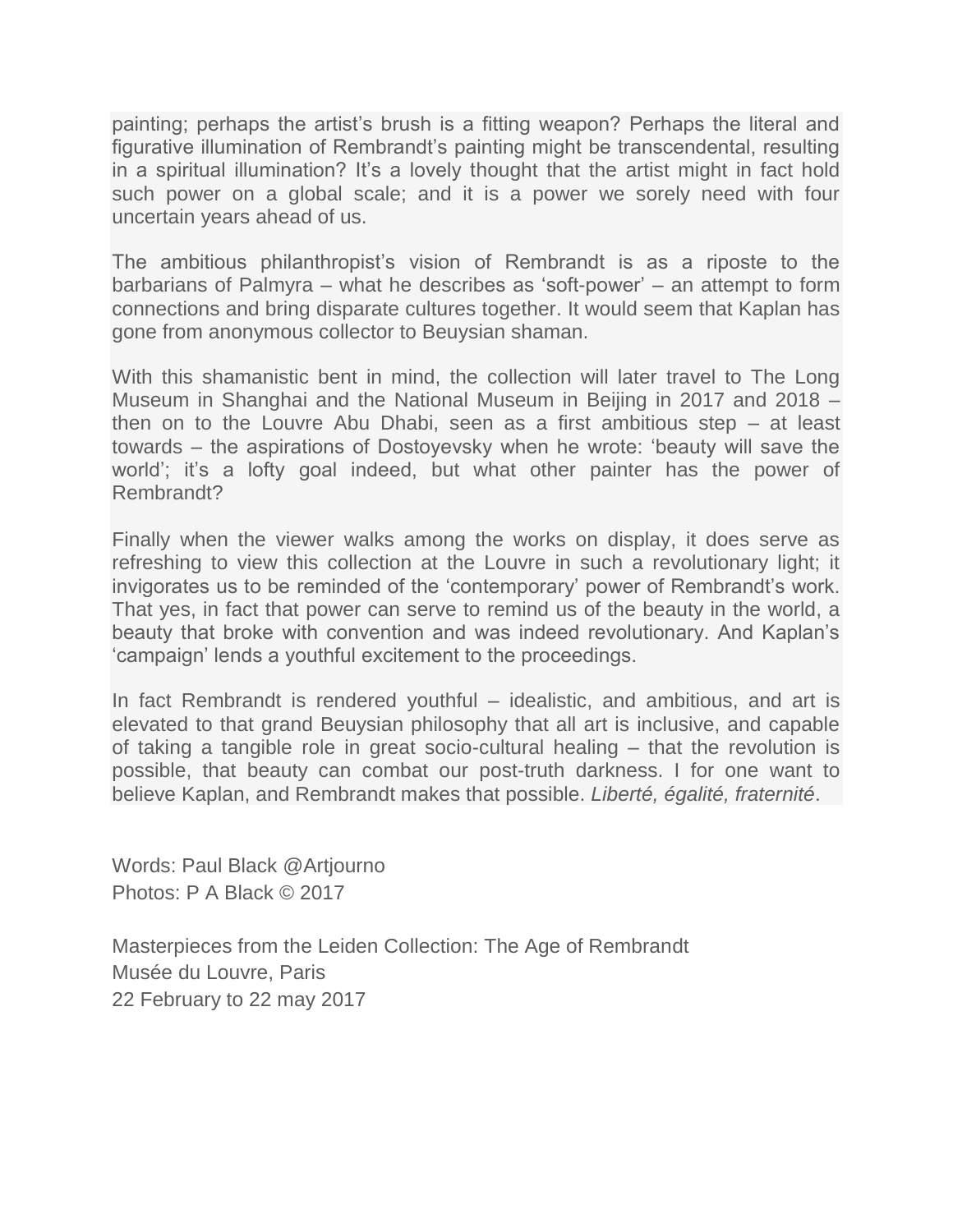painting; perhaps the artist's brush is a fitting weapon? Perhaps the literal and figurative illumination of Rembrandt's painting might be transcendental, resulting in a spiritual illumination? It's a lovely thought that the artist might in fact hold such power on a global scale; and it is a power we sorely need with four uncertain years ahead of us.

The ambitious philanthropist's vision of Rembrandt is as a riposte to the barbarians of Palmyra – what he describes as 'soft-power' – an attempt to form connections and bring disparate cultures together. It would seem that Kaplan has gone from anonymous collector to Beuysian shaman.

With this shamanistic bent in mind, the collection will later travel to The Long Museum in Shanghai and the National Museum in Beijing in 2017 and 2018 – then on to the Louvre Abu Dhabi, seen as a first ambitious step – at least towards – the aspirations of Dostoyevsky when he wrote: 'beauty will save the world'; it's a lofty goal indeed, but what other painter has the power of Rembrandt?

Finally when the viewer walks among the works on display, it does serve as refreshing to view this collection at the Louvre in such a revolutionary light; it invigorates us to be reminded of the 'contemporary' power of Rembrandt's work. That yes, in fact that power can serve to remind us of the beauty in the world, a beauty that broke with convention and was indeed revolutionary. And Kaplan's 'campaign' lends a youthful excitement to the proceedings.

In fact Rembrandt is rendered youthful – idealistic, and ambitious, and art is elevated to that grand Beuysian philosophy that all art is inclusive, and capable of taking a tangible role in great socio-cultural healing – that the revolution is possible, that beauty can combat our post-truth darkness. I for one want to believe Kaplan, and Rembrandt makes that possible. *Liberté, égalité, fraternité*.

Words: Paul Black @Artjourno
Photos: P A Black © 2017

Masterpieces from the Leiden Collection: The Age of Rembrandt
Musée du Louvre, Paris
22 February to 22 may 2017